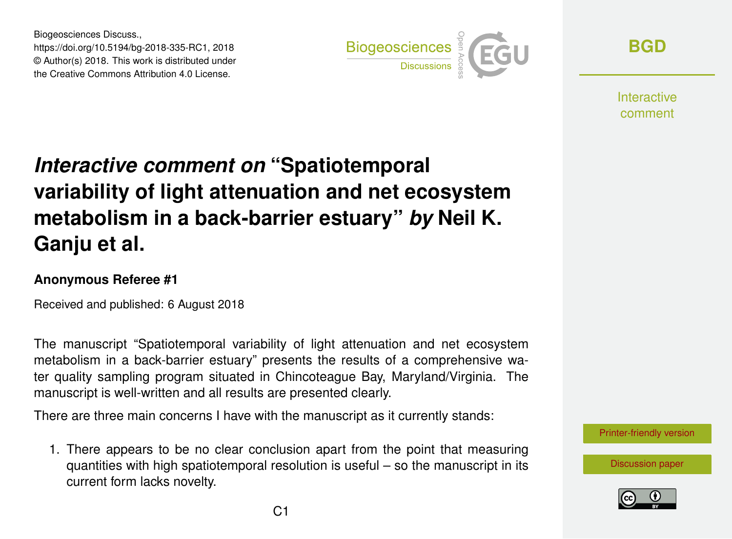# *Interactive comment on* "Spatiotemporal variability of light attenuation and net ecosystem metabolism in a back-barrier estuary" *by* Neil K. Ganju et al.

**Anonymous Referee #1**

Received and published: 6 August 2018

The manuscript "Spatiotemporal variability of light attenuation and net ecosystem metabolism in a back-barrier estuary" presents the results of a comprehensive water quality sampling program situated in Chincoteague Bay, Maryland/Virginia. The manuscript is well-written and all results are presented clearly.

There are three main concerns I have with the manuscript as it currently stands:

1. There appears to be no clear conclusion apart from the point that measuring quantities with high spatiotemporal resolution is useful – so the manuscript in its current form lacks novelty.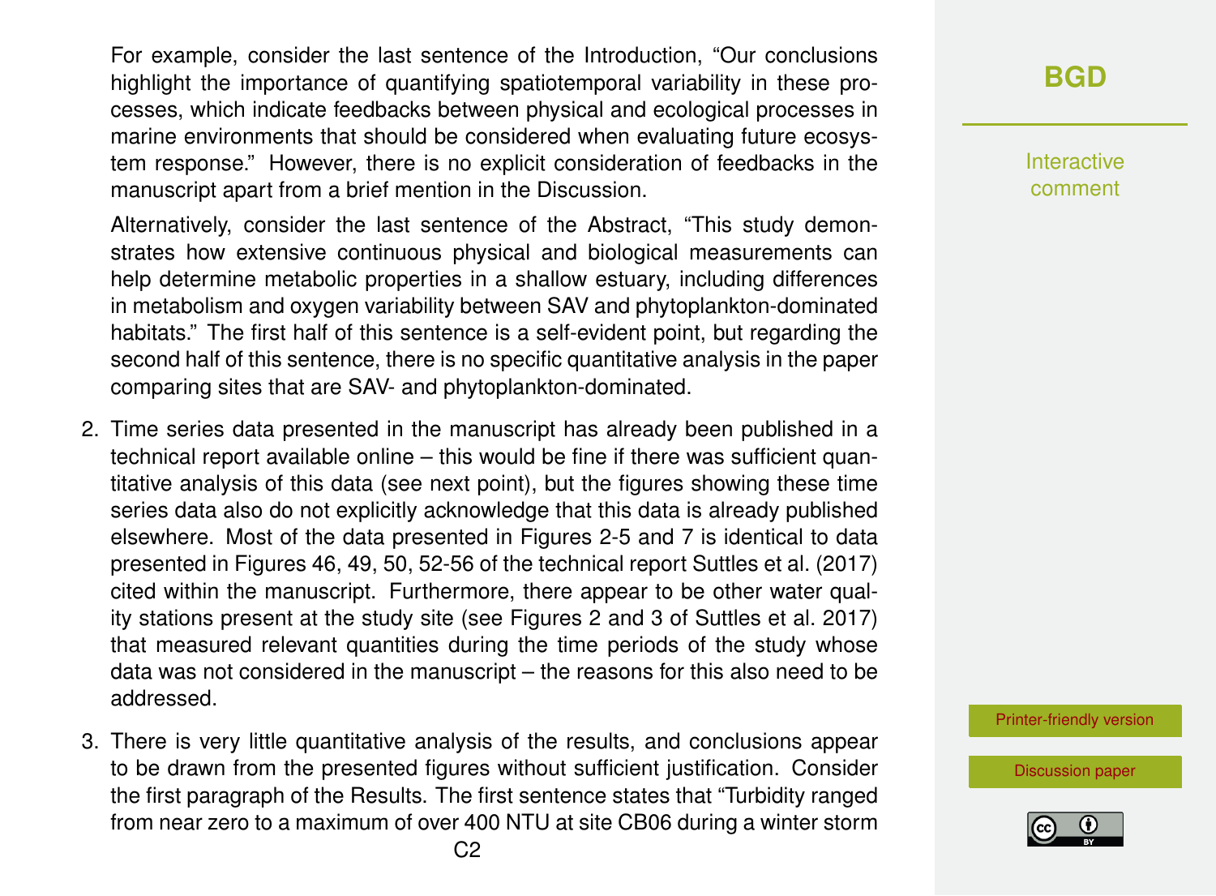For example, consider the last sentence of the Introduction, "Our conclusions highlight the importance of quantifying spatiotemporal variability in these processes, which indicate feedbacks between physical and ecological processes in marine environments that should be considered when evaluating future ecosystem response." However, there is no explicit consideration of feedbacks in the manuscript apart from a brief mention in the Discussion.

Alternatively, consider the last sentence of the Abstract, "This study demonstrates how extensive continuous physical and biological measurements can help determine metabolic properties in a shallow estuary, including differences in metabolism and oxygen variability between SAV and phytoplankton-dominated habitats." The first half of this sentence is a self-evident point, but regarding the second half of this sentence, there is no specific quantitative analysis in the paper comparing sites that are SAV- and phytoplankton-dominated.

2. Time series data presented in the manuscript has already been published in a technical report available online – this would be fine if there was sufficient quantitative analysis of this data (see next point), but the figures showing these time series data also do not explicitly acknowledge that this data is already published elsewhere. Most of the data presented in Figures 2-5 and 7 is identical to data presented in Figures 46, 49, 50, 52-56 of the technical report Suttles et al. (2017) cited within the manuscript. Furthermore, there appear to be other water quality stations present at the study site (see Figures 2 and 3 of Suttles et al. 2017) that measured relevant quantities during the time periods of the study whose data was not considered in the manuscript – the reasons for this also need to be addressed.

3. There is very little quantitative analysis of the results, and conclusions appear to be drawn from the presented figures without sufficient justification. Consider the first paragraph of the Results. The first sentence states that "Turbidity ranged from near zero to a maximum of over 400 NTU at site CB06 during a winter storm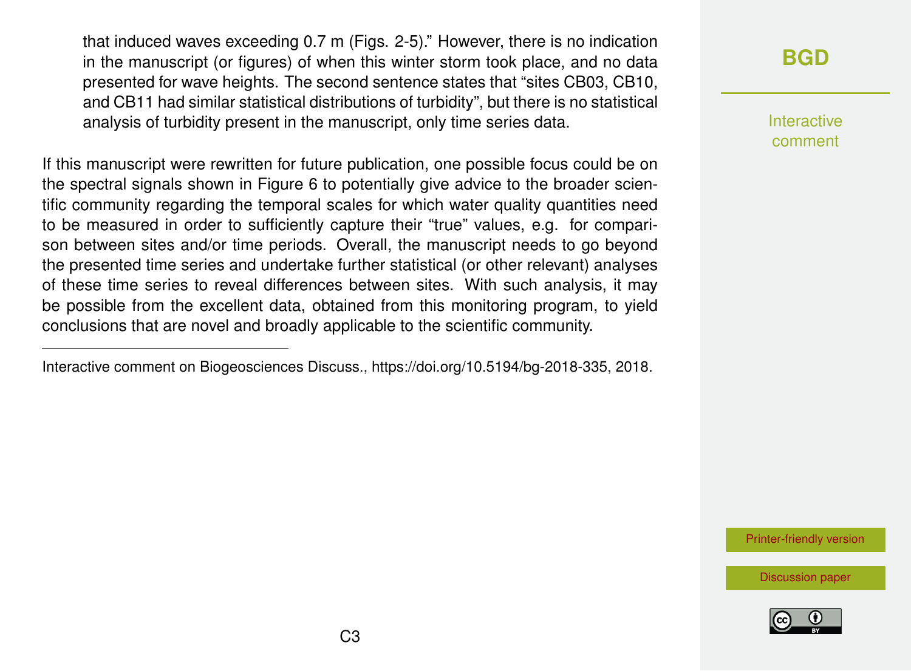that induced waves exceeding 0.7 m (Figs. 2-5)." However, there is no indication in the manuscript (or figures) of when this winter storm took place, and no data presented for wave heights. The second sentence states that "sites CB03, CB10, and CB11 had similar statistical distributions of turbidity", but there is no statistical analysis of turbidity present in the manuscript, only time series data.

If this manuscript were rewritten for future publication, one possible focus could be on the spectral signals shown in Figure 6 to potentially give advice to the broader scientific community regarding the temporal scales for which water quality quantities need to be measured in order to sufficiently capture their "true" values, e.g. for comparison between sites and/or time periods. Overall, the manuscript needs to go beyond the presented time series and undertake further statistical (or other relevant) analyses of these time series to reveal differences between sites. With such analysis, it may be possible from the excellent data, obtained from this monitoring program, to yield conclusions that are novel and broadly applicable to the scientific community.

---

Interactive comment on Biogeosciences Discuss., https://doi.org/10.5194/bg-2018-335, 2018.